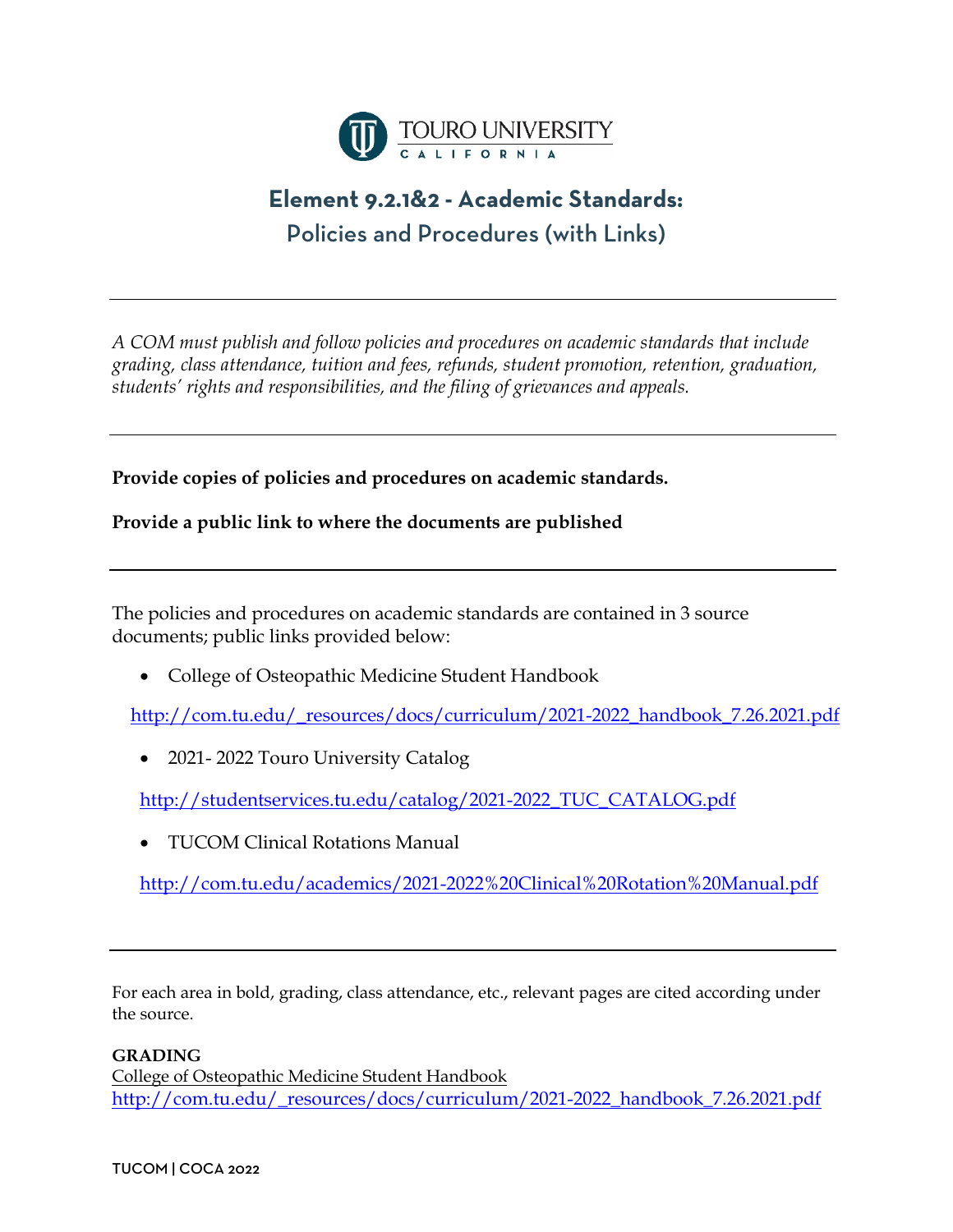TOURO UNIVERSITY CALIFORNIA

# Element 9.2.1&2 - Academic Standards:

## Policies and Procedures (with Links)

---

*A COM must publish and follow policies and procedures on academic standards that include grading, class attendance, tuition and fees, refunds, student promotion, retention, graduation, students' rights and responsibilities, and the filing of grievances and appeals.*

---

**Provide copies of policies and procedures on academic standards.**

**Provide a public link to where the documents are published**

---

The policies and procedures on academic standards are contained in 3 source documents; public links provided below:

- College of Osteopathic Medicine Student Handbook

  http://com.tu.edu/_resources/docs/curriculum/2021-2022_handbook_7.26.2021.pdf

- 2021- 2022 Touro University Catalog

  http://studentservices.tu.edu/catalog/2021-2022_TUC_CATALOG.pdf

- TUCOM Clinical Rotations Manual

  http://com.tu.edu/academics/2021-2022%20Clinical%20Rotation%20Manual.pdf

---

For each area in bold, grading, class attendance, etc., relevant pages are cited according under the source.

**GRADING**
College of Osteopathic Medicine Student Handbook
http://com.tu.edu/_resources/docs/curriculum/2021-2022_handbook_7.26.2021.pdf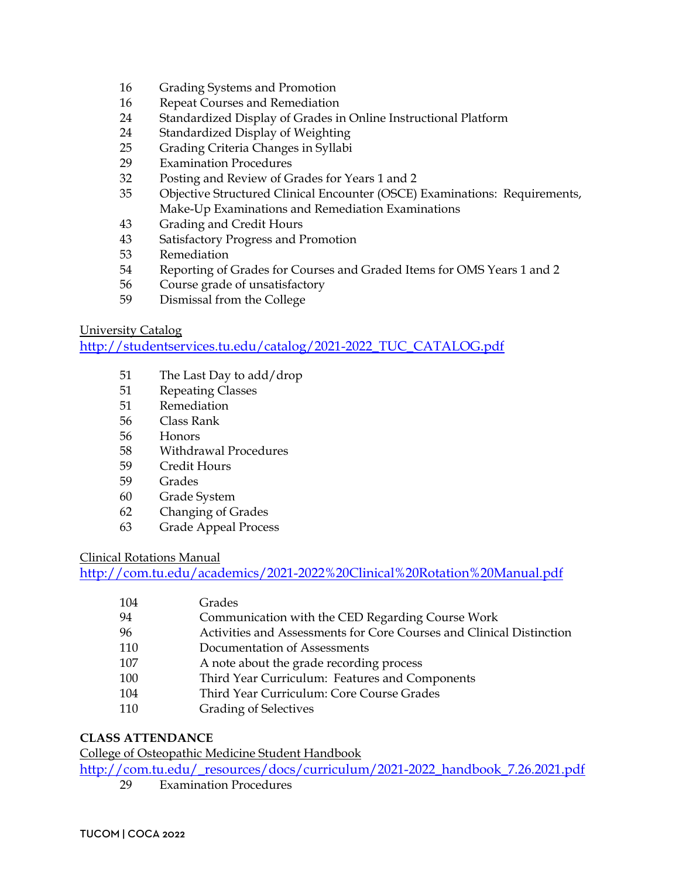| | |
|---|---|
| 16 | Grading Systems and Promotion |
| 16 | Repeat Courses and Remediation |
| 24 | Standardized Display of Grades in Online Instructional Platform |
| 24 | Standardized Display of Weighting |
| 25 | Grading Criteria Changes in Syllabi |
| 29 | Examination Procedures |
| 32 | Posting and Review of Grades for Years 1 and 2 |
| 35 | Objective Structured Clinical Encounter (OSCE) Examinations: Requirements, Make-Up Examinations and Remediation Examinations |
| 43 | Grading and Credit Hours |
| 43 | Satisfactory Progress and Promotion |
| 53 | Remediation |
| 54 | Reporting of Grades for Courses and Graded Items for OMS Years 1 and 2 |
| 56 | Course grade of unsatisfactory |
| 59 | Dismissal from the College |

<u>University Catalog</u>
http://studentservices.tu.edu/catalog/2021-2022_TUC_CATALOG.pdf

| | |
|---|---|
| 51 | The Last Day to add/drop |
| 51 | Repeating Classes |
| 51 | Remediation |
| 56 | Class Rank |
| 56 | Honors |
| 58 | Withdrawal Procedures |
| 59 | Credit Hours |
| 59 | Grades |
| 60 | Grade System |
| 62 | Changing of Grades |
| 63 | Grade Appeal Process |

<u>Clinical Rotations Manual</u>
http://com.tu.edu/academics/2021-2022%20Clinical%20Rotation%20Manual.pdf

| | |
|---|---|
| 104 | Grades |
| 94 | Communication with the CED Regarding Course Work |
| 96 | Activities and Assessments for Core Courses and Clinical Distinction |
| 110 | Documentation of Assessments |
| 107 | A note about the grade recording process |
| 100 | Third Year Curriculum: Features and Components |
| 104 | Third Year Curriculum: Core Course Grades |
| 110 | Grading of Selectives |

**CLASS ATTENDANCE**

<u>College of Osteopathic Medicine Student Handbook</u>
http://com.tu.edu/_resources/docs/curriculum/2021-2022_handbook_7.26.2021.pdf

| | |
|---|---|
| 29 | Examination Procedures |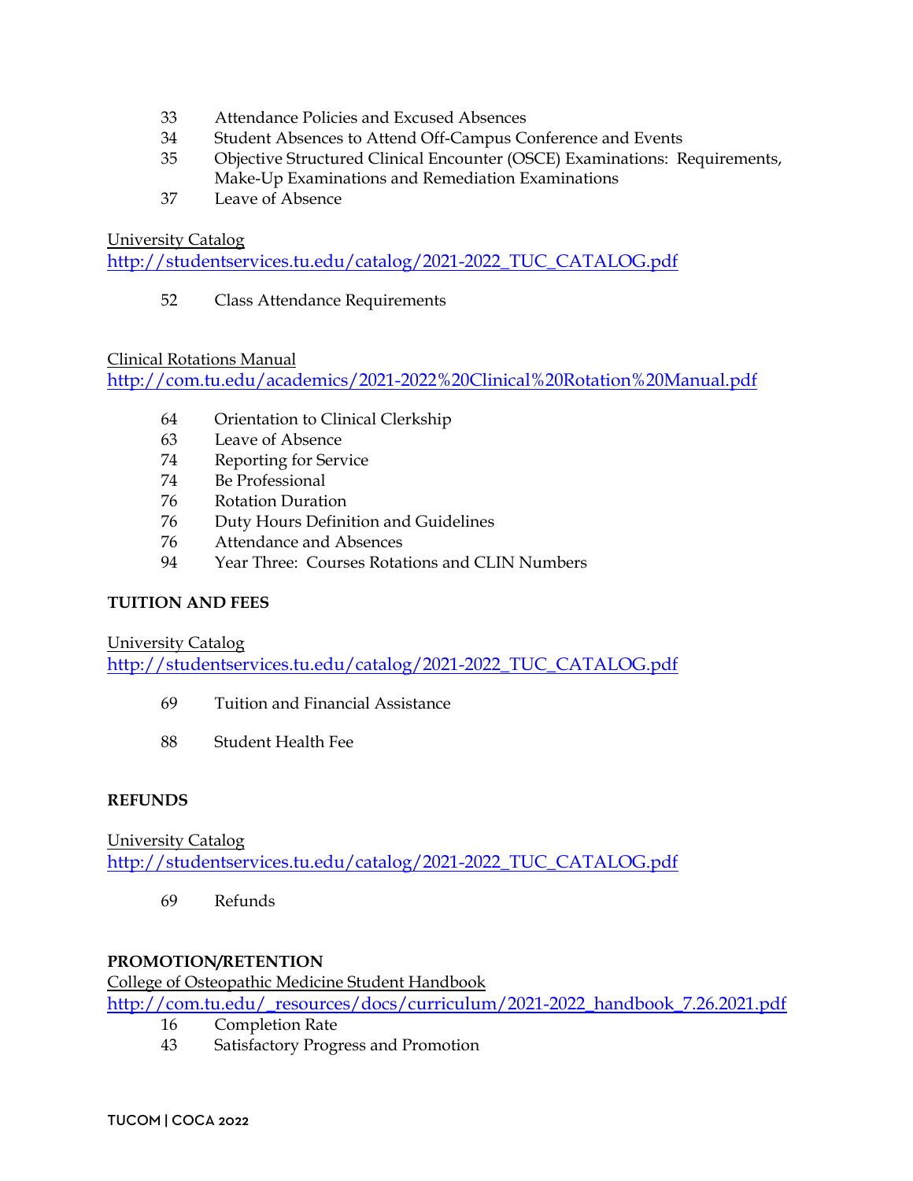33 Attendance Policies and Excused Absences
34 Student Absences to Attend Off-Campus Conference and Events
35 Objective Structured Clinical Encounter (OSCE) Examinations: Requirements, Make-Up Examinations and Remediation Examinations
37 Leave of Absence

University Catalog
http://studentservices.tu.edu/catalog/2021-2022_TUC_CATALOG.pdf

52 Class Attendance Requirements

Clinical Rotations Manual
http://com.tu.edu/academics/2021-2022%20Clinical%20Rotation%20Manual.pdf

64 Orientation to Clinical Clerkship
63 Leave of Absence
74 Reporting for Service
74 Be Professional
76 Rotation Duration
76 Duty Hours Definition and Guidelines
76 Attendance and Absences
94 Year Three: Courses Rotations and CLIN Numbers

**TUITION AND FEES**

University Catalog
http://studentservices.tu.edu/catalog/2021-2022_TUC_CATALOG.pdf

69 Tuition and Financial Assistance

88 Student Health Fee

**REFUNDS**

University Catalog
http://studentservices.tu.edu/catalog/2021-2022_TUC_CATALOG.pdf

69 Refunds

**PROMOTION/RETENTION**

College of Osteopathic Medicine Student Handbook
http://com.tu.edu/_resources/docs/curriculum/2021-2022_handbook_7.26.2021.pdf

16 Completion Rate
43 Satisfactory Progress and Promotion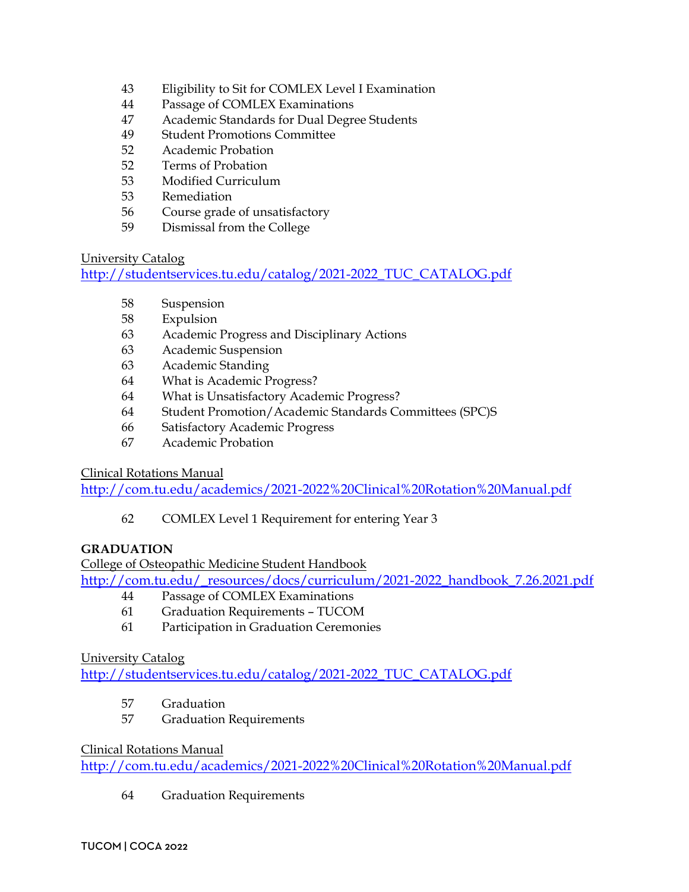43 Eligibility to Sit for COMLEX Level I Examination
44 Passage of COMLEX Examinations
47 Academic Standards for Dual Degree Students
49 Student Promotions Committee
52 Academic Probation
52 Terms of Probation
53 Modified Curriculum
53 Remediation
56 Course grade of unsatisfactory
59 Dismissal from the College

University Catalog
http://studentservices.tu.edu/catalog/2021-2022_TUC_CATALOG.pdf

58 Suspension
58 Expulsion
63 Academic Progress and Disciplinary Actions
63 Academic Suspension
63 Academic Standing
64 What is Academic Progress?
64 What is Unsatisfactory Academic Progress?
64 Student Promotion/Academic Standards Committees (SPC)S
66 Satisfactory Academic Progress
67 Academic Probation

Clinical Rotations Manual
http://com.tu.edu/academics/2021-2022%20Clinical%20Rotation%20Manual.pdf

62 COMLEX Level 1 Requirement for entering Year 3

**GRADUATION**

College of Osteopathic Medicine Student Handbook
http://com.tu.edu/_resources/docs/curriculum/2021-2022_handbook_7.26.2021.pdf

44 Passage of COMLEX Examinations
61 Graduation Requirements – TUCOM
61 Participation in Graduation Ceremonies

University Catalog
http://studentservices.tu.edu/catalog/2021-2022_TUC_CATALOG.pdf

57 Graduation
57 Graduation Requirements

Clinical Rotations Manual
http://com.tu.edu/academics/2021-2022%20Clinical%20Rotation%20Manual.pdf

64 Graduation Requirements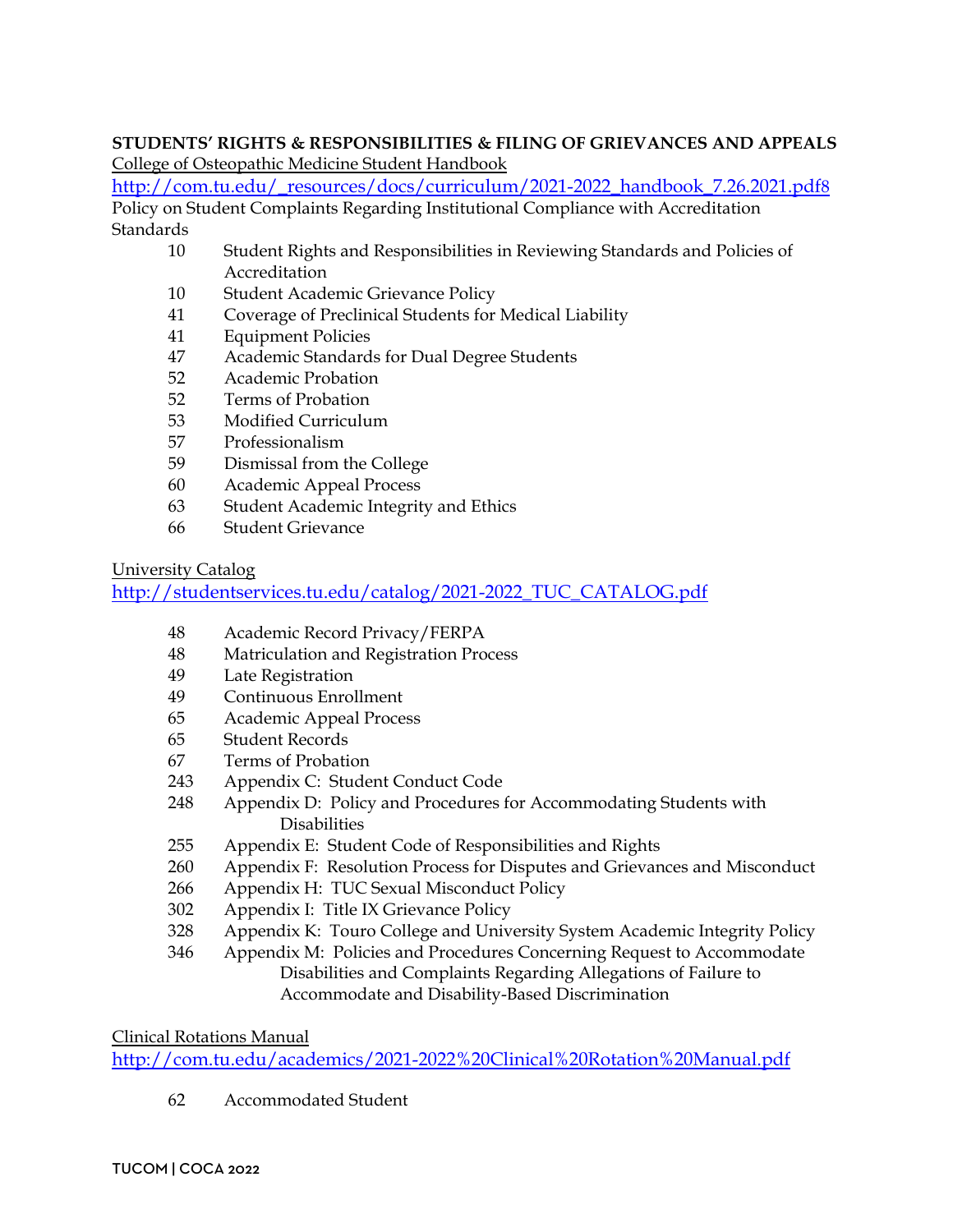**STUDENTS' RIGHTS & RESPONSIBILITIES & FILING OF GRIEVANCES AND APPEALS**

College of Osteopathic Medicine Student Handbook

http://com.tu.edu/_resources/docs/curriculum/2021-2022_handbook_7.26.2021.pdf8 Policy on Student Complaints Regarding Institutional Compliance with Accreditation Standards

- 10 Student Rights and Responsibilities in Reviewing Standards and Policies of Accreditation
- 10 Student Academic Grievance Policy
- 41 Coverage of Preclinical Students for Medical Liability
- 41 Equipment Policies
- 47 Academic Standards for Dual Degree Students
- 52 Academic Probation
- 52 Terms of Probation
- 53 Modified Curriculum
- 57 Professionalism
- 59 Dismissal from the College
- 60 Academic Appeal Process
- 63 Student Academic Integrity and Ethics
- 66 Student Grievance

University Catalog

http://studentservices.tu.edu/catalog/2021-2022_TUC_CATALOG.pdf

- 48 Academic Record Privacy/FERPA
- 48 Matriculation and Registration Process
- 49 Late Registration
- 49 Continuous Enrollment
- 65 Academic Appeal Process
- 65 Student Records
- 67 Terms of Probation
- 243 Appendix C: Student Conduct Code
- 248 Appendix D: Policy and Procedures for Accommodating Students with Disabilities
- 255 Appendix E: Student Code of Responsibilities and Rights
- 260 Appendix F: Resolution Process for Disputes and Grievances and Misconduct
- 266 Appendix H: TUC Sexual Misconduct Policy
- 302 Appendix I: Title IX Grievance Policy
- 328 Appendix K: Touro College and University System Academic Integrity Policy
- 346 Appendix M: Policies and Procedures Concerning Request to Accommodate Disabilities and Complaints Regarding Allegations of Failure to Accommodate and Disability-Based Discrimination

Clinical Rotations Manual

http://com.tu.edu/academics/2021-2022%20Clinical%20Rotation%20Manual.pdf

- 62 Accommodated Student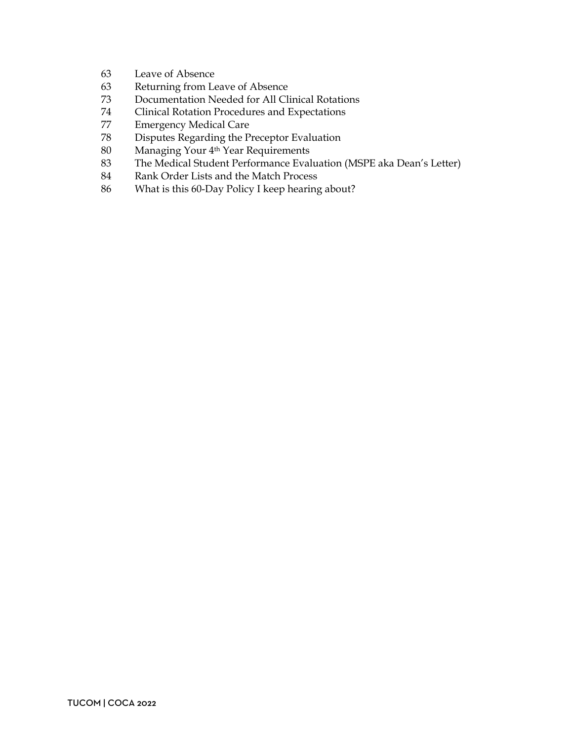63 Leave of Absence
63 Returning from Leave of Absence
73 Documentation Needed for All Clinical Rotations
74 Clinical Rotation Procedures and Expectations
77 Emergency Medical Care
78 Disputes Regarding the Preceptor Evaluation
80 Managing Your 4th Year Requirements
83 The Medical Student Performance Evaluation (MSPE aka Dean's Letter)
84 Rank Order Lists and the Match Process
86 What is this 60-Day Policy I keep hearing about?